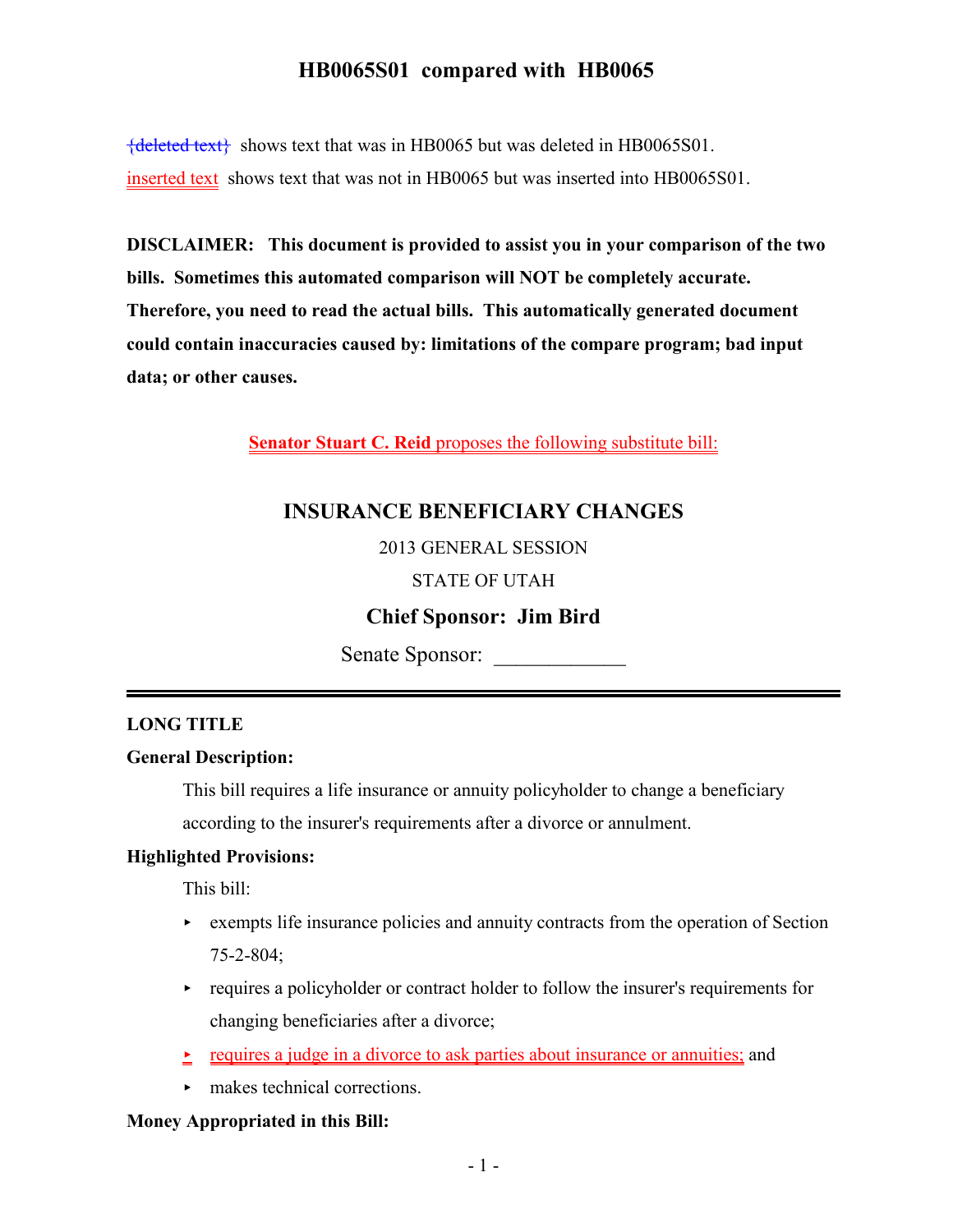# HB0065S01 compared with HB0065

{deleted text} shows text that was in HB0065 but was deleted in HB0065S01.

inserted text shows text that was not in HB0065 but was inserted into HB0065S01.

**DISCLAIMER: This document is provided to assist you in your comparison of the two bills. Sometimes this automated comparison will NOT be completely accurate. Therefore, you need to read the actual bills. This automatically generated document could contain inaccuracies caused by: limitations of the compare program; bad input data; or other causes.**

**Senator Stuart C. Reid** proposes the following substitute bill:

## INSURANCE BENEFICIARY CHANGES

2013 GENERAL SESSION

STATE OF UTAH

**Chief Sponsor: Jim Bird**

Senate Sponsor: ____________

---

### LONG TITLE

**General Description:**

This bill requires a life insurance or annuity policyholder to change a beneficiary according to the insurer's requirements after a divorce or annulment.

**Highlighted Provisions:**

This bill:

- exempts life insurance policies and annuity contracts from the operation of Section 75-2-804;
- requires a policyholder or contract holder to follow the insurer's requirements for changing beneficiaries after a divorce;
- requires a judge in a divorce to ask parties about insurance or annuities; and
- makes technical corrections.

**Money Appropriated in this Bill:**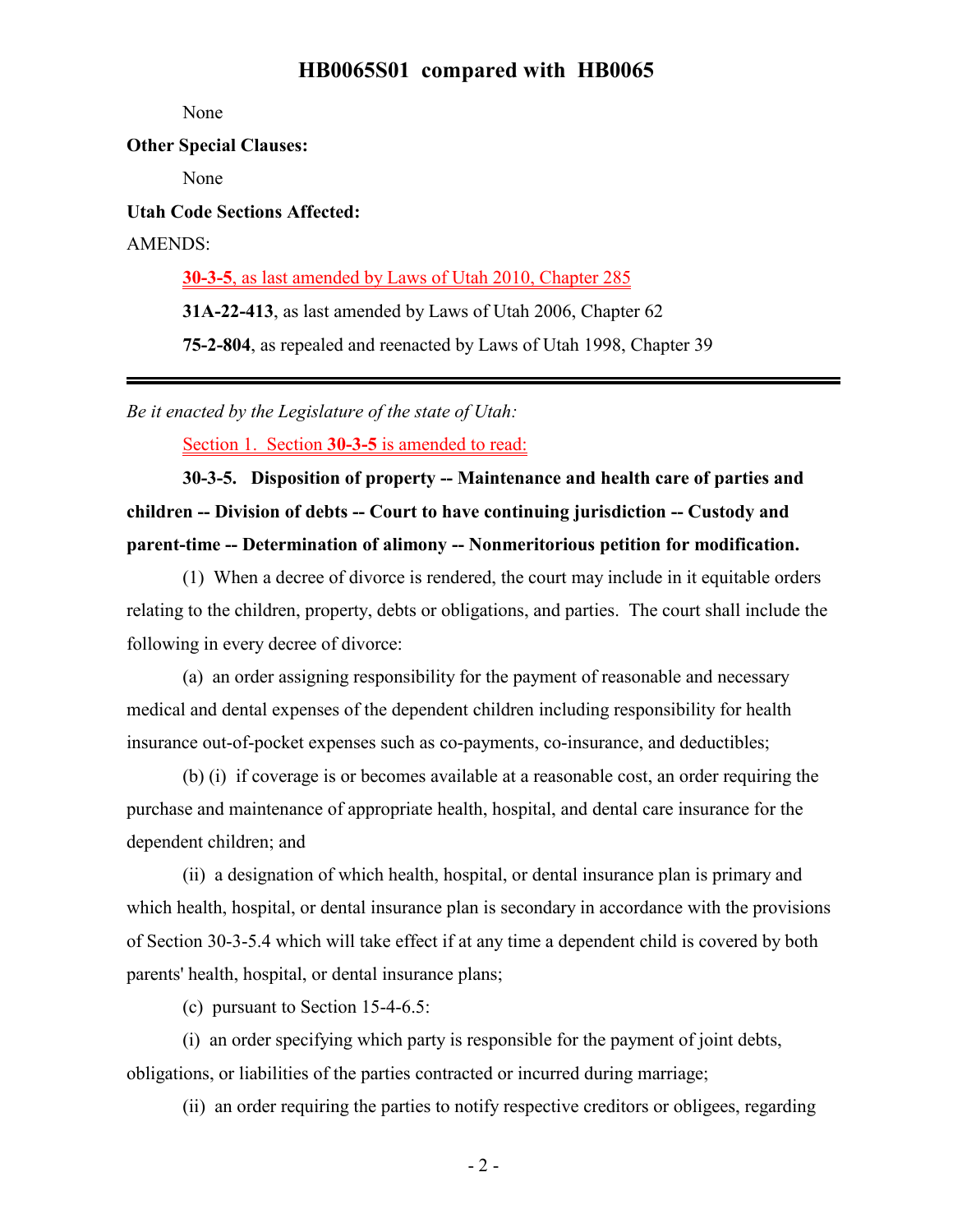None

**Other Special Clauses:**

None

**Utah Code Sections Affected:**

AMENDS:

**30-3-5**, as last amended by Laws of Utah 2010, Chapter 285

**31A-22-413**, as last amended by Laws of Utah 2006, Chapter 62

**75-2-804**, as repealed and reenacted by Laws of Utah 1998, Chapter 39

---

*Be it enacted by the Legislature of the state of Utah:*

Section 1. Section **30-3-5** is amended to read:

**30-3-5. Disposition of property -- Maintenance and health care of parties and children -- Division of debts -- Court to have continuing jurisdiction -- Custody and parent-time -- Determination of alimony -- Nonmeritorious petition for modification.**

(1) When a decree of divorce is rendered, the court may include in it equitable orders relating to the children, property, debts or obligations, and parties. The court shall include the following in every decree of divorce:

(a) an order assigning responsibility for the payment of reasonable and necessary medical and dental expenses of the dependent children including responsibility for health insurance out-of-pocket expenses such as co-payments, co-insurance, and deductibles;

(b) (i) if coverage is or becomes available at a reasonable cost, an order requiring the purchase and maintenance of appropriate health, hospital, and dental care insurance for the dependent children; and

(ii) a designation of which health, hospital, or dental insurance plan is primary and which health, hospital, or dental insurance plan is secondary in accordance with the provisions of Section 30-3-5.4 which will take effect if at any time a dependent child is covered by both parents' health, hospital, or dental insurance plans;

(c) pursuant to Section 15-4-6.5:

(i) an order specifying which party is responsible for the payment of joint debts, obligations, or liabilities of the parties contracted or incurred during marriage;

(ii) an order requiring the parties to notify respective creditors or obligees, regarding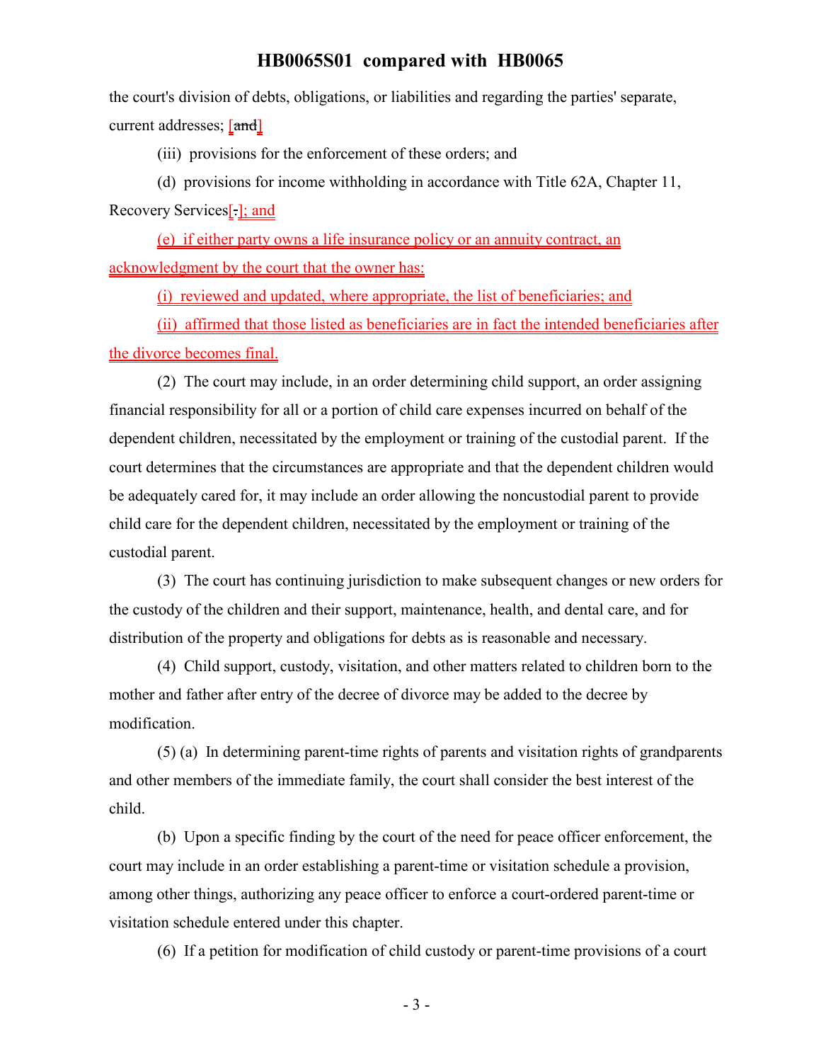the court's division of debts, obligations, or liabilities and regarding the parties' separate, current addresses; [~~and~~]

(iii) provisions for the enforcement of these orders; and

(d) provisions for income withholding in accordance with Title 62A, Chapter 11, Recovery Services[~~.~~]; and

(e) if either party owns a life insurance policy or an annuity contract, an acknowledgment by the court that the owner has:

(i) reviewed and updated, where appropriate, the list of beneficiaries; and

(ii) affirmed that those listed as beneficiaries are in fact the intended beneficiaries after the divorce becomes final.

(2) The court may include, in an order determining child support, an order assigning financial responsibility for all or a portion of child care expenses incurred on behalf of the dependent children, necessitated by the employment or training of the custodial parent. If the court determines that the circumstances are appropriate and that the dependent children would be adequately cared for, it may include an order allowing the noncustodial parent to provide child care for the dependent children, necessitated by the employment or training of the custodial parent.

(3) The court has continuing jurisdiction to make subsequent changes or new orders for the custody of the children and their support, maintenance, health, and dental care, and for distribution of the property and obligations for debts as is reasonable and necessary.

(4) Child support, custody, visitation, and other matters related to children born to the mother and father after entry of the decree of divorce may be added to the decree by modification.

(5) (a) In determining parent-time rights of parents and visitation rights of grandparents and other members of the immediate family, the court shall consider the best interest of the child.

(b) Upon a specific finding by the court of the need for peace officer enforcement, the court may include in an order establishing a parent-time or visitation schedule a provision, among other things, authorizing any peace officer to enforce a court-ordered parent-time or visitation schedule entered under this chapter.

(6) If a petition for modification of child custody or parent-time provisions of a court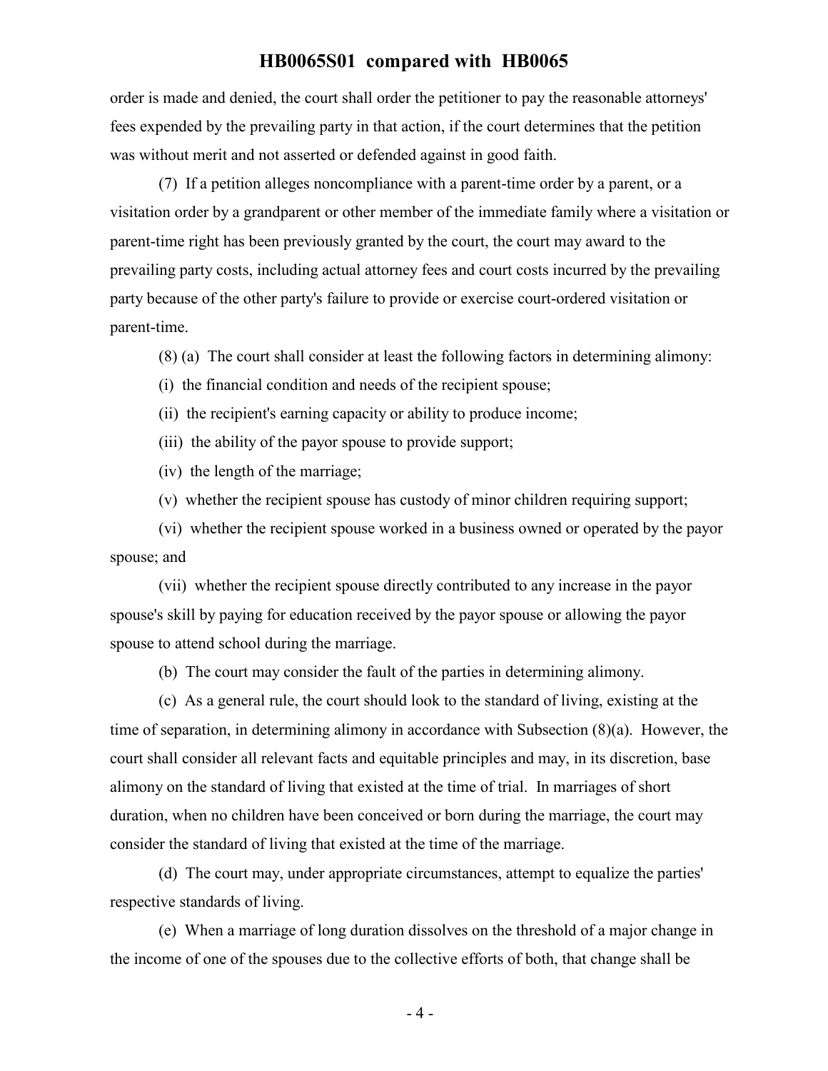order is made and denied, the court shall order the petitioner to pay the reasonable attorneys' fees expended by the prevailing party in that action, if the court determines that the petition was without merit and not asserted or defended against in good faith.

(7) If a petition alleges noncompliance with a parent-time order by a parent, or a visitation order by a grandparent or other member of the immediate family where a visitation or parent-time right has been previously granted by the court, the court may award to the prevailing party costs, including actual attorney fees and court costs incurred by the prevailing party because of the other party's failure to provide or exercise court-ordered visitation or parent-time.

(8) (a) The court shall consider at least the following factors in determining alimony:

(i) the financial condition and needs of the recipient spouse;

(ii) the recipient's earning capacity or ability to produce income;

(iii) the ability of the payor spouse to provide support;

(iv) the length of the marriage;

(v) whether the recipient spouse has custody of minor children requiring support;

(vi) whether the recipient spouse worked in a business owned or operated by the payor spouse; and

(vii) whether the recipient spouse directly contributed to any increase in the payor spouse's skill by paying for education received by the payor spouse or allowing the payor spouse to attend school during the marriage.

(b) The court may consider the fault of the parties in determining alimony.

(c) As a general rule, the court should look to the standard of living, existing at the time of separation, in determining alimony in accordance with Subsection (8)(a). However, the court shall consider all relevant facts and equitable principles and may, in its discretion, base alimony on the standard of living that existed at the time of trial. In marriages of short duration, when no children have been conceived or born during the marriage, the court may consider the standard of living that existed at the time of the marriage.

(d) The court may, under appropriate circumstances, attempt to equalize the parties' respective standards of living.

(e) When a marriage of long duration dissolves on the threshold of a major change in the income of one of the spouses due to the collective efforts of both, that change shall be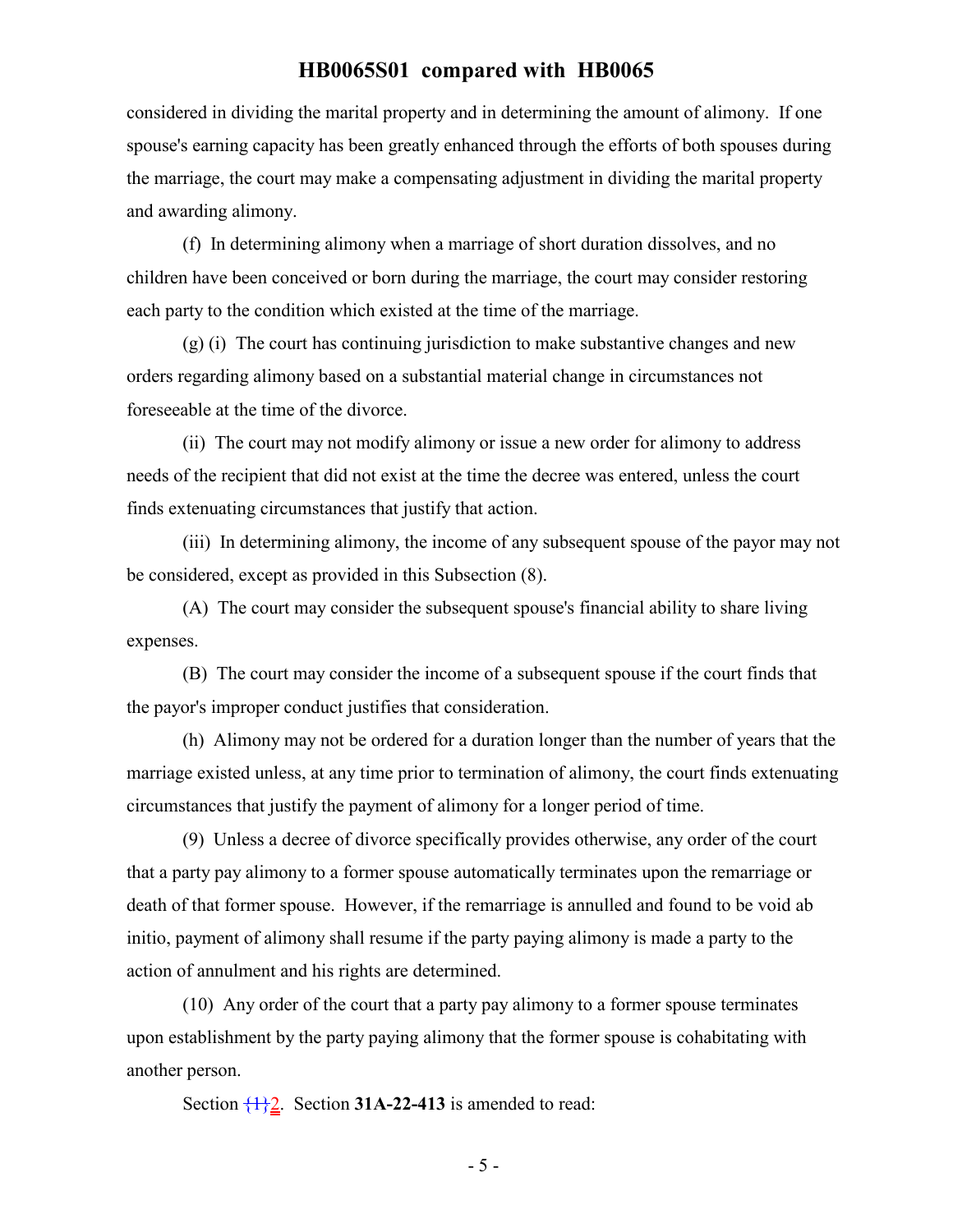considered in dividing the marital property and in determining the amount of alimony. If one spouse's earning capacity has been greatly enhanced through the efforts of both spouses during the marriage, the court may make a compensating adjustment in dividing the marital property and awarding alimony.

(f) In determining alimony when a marriage of short duration dissolves, and no children have been conceived or born during the marriage, the court may consider restoring each party to the condition which existed at the time of the marriage.

(g) (i) The court has continuing jurisdiction to make substantive changes and new orders regarding alimony based on a substantial material change in circumstances not foreseeable at the time of the divorce.

(ii) The court may not modify alimony or issue a new order for alimony to address needs of the recipient that did not exist at the time the decree was entered, unless the court finds extenuating circumstances that justify that action.

(iii) In determining alimony, the income of any subsequent spouse of the payor may not be considered, except as provided in this Subsection (8).

(A) The court may consider the subsequent spouse's financial ability to share living expenses.

(B) The court may consider the income of a subsequent spouse if the court finds that the payor's improper conduct justifies that consideration.

(h) Alimony may not be ordered for a duration longer than the number of years that the marriage existed unless, at any time prior to termination of alimony, the court finds extenuating circumstances that justify the payment of alimony for a longer period of time.

(9) Unless a decree of divorce specifically provides otherwise, any order of the court that a party pay alimony to a former spouse automatically terminates upon the remarriage or death of that former spouse. However, if the remarriage is annulled and found to be void ab initio, payment of alimony shall resume if the party paying alimony is made a party to the action of annulment and his rights are determined.

(10) Any order of the court that a party pay alimony to a former spouse terminates upon establishment by the party paying alimony that the former spouse is cohabitating with another person.

Section {1}2. Section **31A-22-413** is amended to read: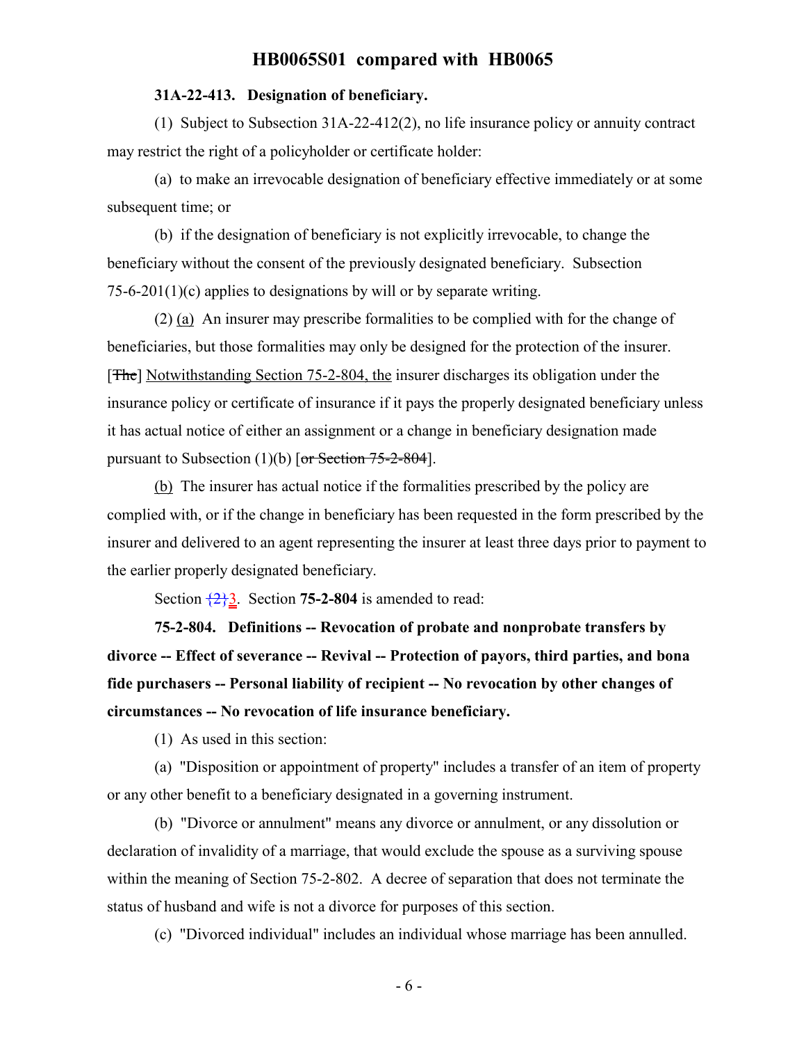**31A-22-413. Designation of beneficiary.**

(1) Subject to Subsection 31A-22-412(2), no life insurance policy or annuity contract may restrict the right of a policyholder or certificate holder:

(a) to make an irrevocable designation of beneficiary effective immediately or at some subsequent time; or

(b) if the designation of beneficiary is not explicitly irrevocable, to change the beneficiary without the consent of the previously designated beneficiary. Subsection 75-6-201(1)(c) applies to designations by will or by separate writing.

(2) (a) An insurer may prescribe formalities to be complied with for the change of beneficiaries, but those formalities may only be designed for the protection of the insurer. [~~The~~] Notwithstanding Section 75-2-804, the insurer discharges its obligation under the insurance policy or certificate of insurance if it pays the properly designated beneficiary unless it has actual notice of either an assignment or a change in beneficiary designation made pursuant to Subsection (1)(b) [~~or Section 75-2-804~~].

(b) The insurer has actual notice if the formalities prescribed by the policy are complied with, or if the change in beneficiary has been requested in the form prescribed by the insurer and delivered to an agent representing the insurer at least three days prior to payment to the earlier properly designated beneficiary.

Section ~~{2}~~3. Section **75-2-804** is amended to read:

**75-2-804. Definitions -- Revocation of probate and nonprobate transfers by divorce -- Effect of severance -- Revival -- Protection of payors, third parties, and bona fide purchasers -- Personal liability of recipient -- No revocation by other changes of circumstances -- No revocation of life insurance beneficiary.**

(1) As used in this section:

(a) "Disposition or appointment of property" includes a transfer of an item of property or any other benefit to a beneficiary designated in a governing instrument.

(b) "Divorce or annulment" means any divorce or annulment, or any dissolution or declaration of invalidity of a marriage, that would exclude the spouse as a surviving spouse within the meaning of Section 75-2-802. A decree of separation that does not terminate the status of husband and wife is not a divorce for purposes of this section.

(c) "Divorced individual" includes an individual whose marriage has been annulled.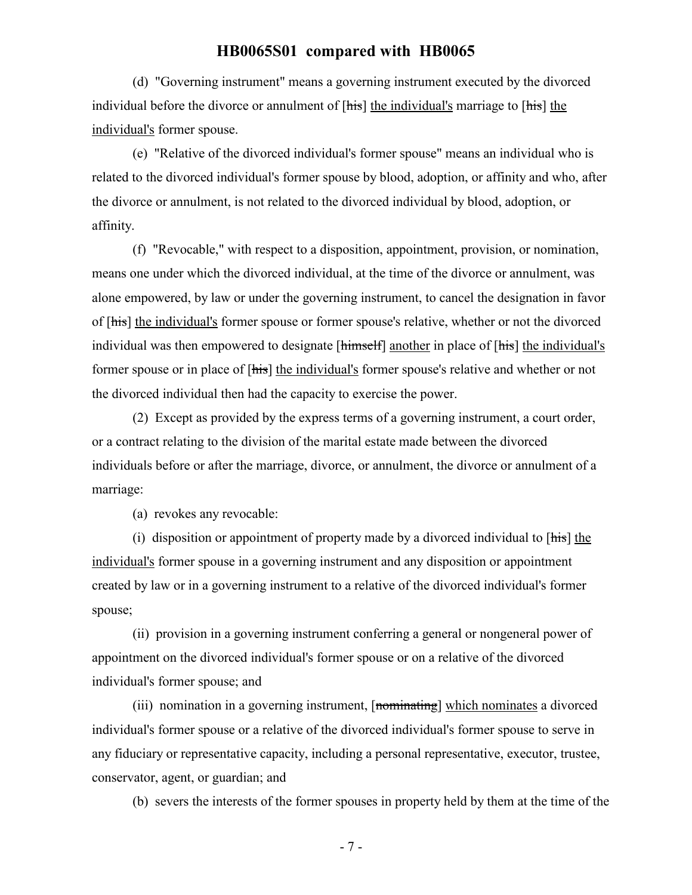(d) "Governing instrument" means a governing instrument executed by the divorced individual before the divorce or annulment of [~~his~~] <u>the individual's</u> marriage to [~~his~~] <u>the individual's</u> former spouse.

(e) "Relative of the divorced individual's former spouse" means an individual who is related to the divorced individual's former spouse by blood, adoption, or affinity and who, after the divorce or annulment, is not related to the divorced individual by blood, adoption, or affinity.

(f) "Revocable," with respect to a disposition, appointment, provision, or nomination, means one under which the divorced individual, at the time of the divorce or annulment, was alone empowered, by law or under the governing instrument, to cancel the designation in favor of [~~his~~] <u>the individual's</u> former spouse or former spouse's relative, whether or not the divorced individual was then empowered to designate [~~himself~~] <u>another</u> in place of [~~his~~] <u>the individual's</u> former spouse or in place of [~~his~~] <u>the individual's</u> former spouse's relative and whether or not the divorced individual then had the capacity to exercise the power.

(2) Except as provided by the express terms of a governing instrument, a court order, or a contract relating to the division of the marital estate made between the divorced individuals before or after the marriage, divorce, or annulment, the divorce or annulment of a marriage:

(a) revokes any revocable:

(i) disposition or appointment of property made by a divorced individual to [~~his~~] <u>the individual's</u> former spouse in a governing instrument and any disposition or appointment created by law or in a governing instrument to a relative of the divorced individual's former spouse;

(ii) provision in a governing instrument conferring a general or nongeneral power of appointment on the divorced individual's former spouse or on a relative of the divorced individual's former spouse; and

(iii) nomination in a governing instrument, [~~nominating~~] <u>which nominates</u> a divorced individual's former spouse or a relative of the divorced individual's former spouse to serve in any fiduciary or representative capacity, including a personal representative, executor, trustee, conservator, agent, or guardian; and

(b) severs the interests of the former spouses in property held by them at the time of the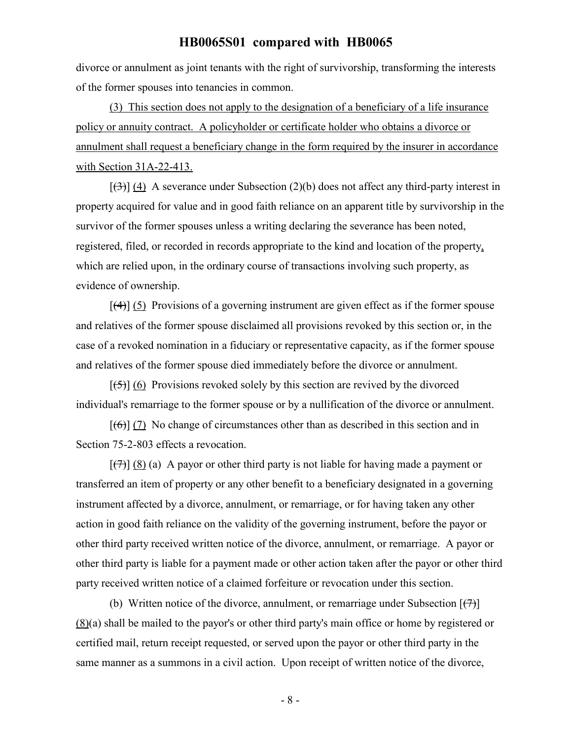divorce or annulment as joint tenants with the right of survivorship, transforming the interests of the former spouses into tenancies in common.

(3) This section does not apply to the designation of a beneficiary of a life insurance policy or annuity contract. A policyholder or certificate holder who obtains a divorce or annulment shall request a beneficiary change in the form required by the insurer in accordance with Section 31A-22-413.

[(3)] (4) A severance under Subsection (2)(b) does not affect any third-party interest in property acquired for value and in good faith reliance on an apparent title by survivorship in the survivor of the former spouses unless a writing declaring the severance has been noted, registered, filed, or recorded in records appropriate to the kind and location of the property, which are relied upon, in the ordinary course of transactions involving such property, as evidence of ownership.

[(4)] (5) Provisions of a governing instrument are given effect as if the former spouse and relatives of the former spouse disclaimed all provisions revoked by this section or, in the case of a revoked nomination in a fiduciary or representative capacity, as if the former spouse and relatives of the former spouse died immediately before the divorce or annulment.

[(5)] (6) Provisions revoked solely by this section are revived by the divorced individual's remarriage to the former spouse or by a nullification of the divorce or annulment.

[(6)] (7) No change of circumstances other than as described in this section and in Section 75-2-803 effects a revocation.

[(7)] (8) (a) A payor or other third party is not liable for having made a payment or transferred an item of property or any other benefit to a beneficiary designated in a governing instrument affected by a divorce, annulment, or remarriage, or for having taken any other action in good faith reliance on the validity of the governing instrument, before the payor or other third party received written notice of the divorce, annulment, or remarriage. A payor or other third party is liable for a payment made or other action taken after the payor or other third party received written notice of a claimed forfeiture or revocation under this section.

(b) Written notice of the divorce, annulment, or remarriage under Subsection [(7)] (8)(a) shall be mailed to the payor's or other third party's main office or home by registered or certified mail, return receipt requested, or served upon the payor or other third party in the same manner as a summons in a civil action. Upon receipt of written notice of the divorce,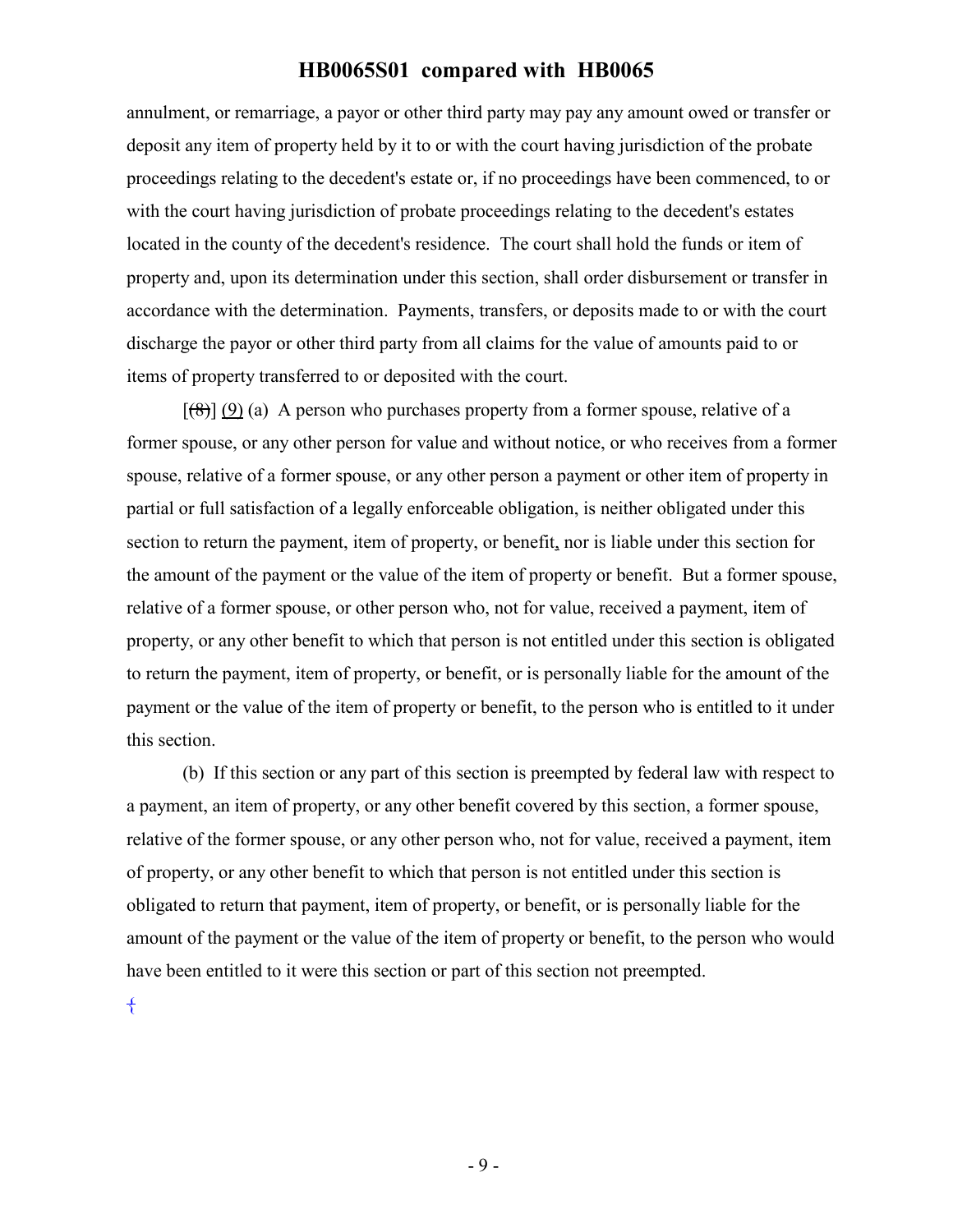annulment, or remarriage, a payor or other third party may pay any amount owed or transfer or deposit any item of property held by it to or with the court having jurisdiction of the probate proceedings relating to the decedent's estate or, if no proceedings have been commenced, to or with the court having jurisdiction of probate proceedings relating to the decedent's estates located in the county of the decedent's residence. The court shall hold the funds or item of property and, upon its determination under this section, shall order disbursement or transfer in accordance with the determination. Payments, transfers, or deposits made to or with the court discharge the payor or other third party from all claims for the value of amounts paid to or items of property transferred to or deposited with the court.

[~~(8)~~] (9) (a) A person who purchases property from a former spouse, relative of a former spouse, or any other person for value and without notice, or who receives from a former spouse, relative of a former spouse, or any other person a payment or other item of property in partial or full satisfaction of a legally enforceable obligation, is neither obligated under this section to return the payment, item of property, or benefit, nor is liable under this section for the amount of the payment or the value of the item of property or benefit. But a former spouse, relative of a former spouse, or other person who, not for value, received a payment, item of property, or any other benefit to which that person is not entitled under this section is obligated to return the payment, item of property, or benefit, or is personally liable for the amount of the payment or the value of the item of property or benefit, to the person who is entitled to it under this section.

(b) If this section or any part of this section is preempted by federal law with respect to a payment, an item of property, or any other benefit covered by this section, a former spouse, relative of the former spouse, or any other person who, not for value, received a payment, item of property, or any other benefit to which that person is not entitled under this section is obligated to return that payment, item of property, or benefit, or is personally liable for the amount of the payment or the value of the item of property or benefit, to the person who would have been entitled to it were this section or part of this section not preempted.

{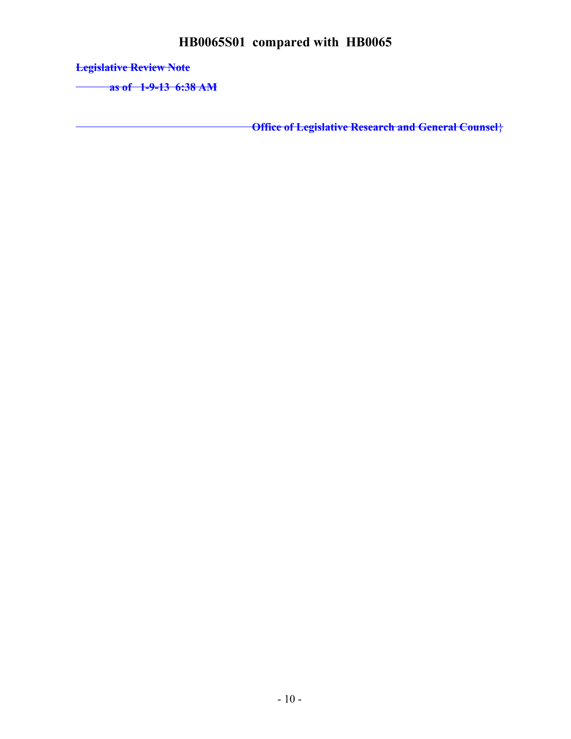~~Legislative Review Note~~

~~as of 1-9-13 6:38 AM~~

~~Office of Legislative Research and General Counsel~~}